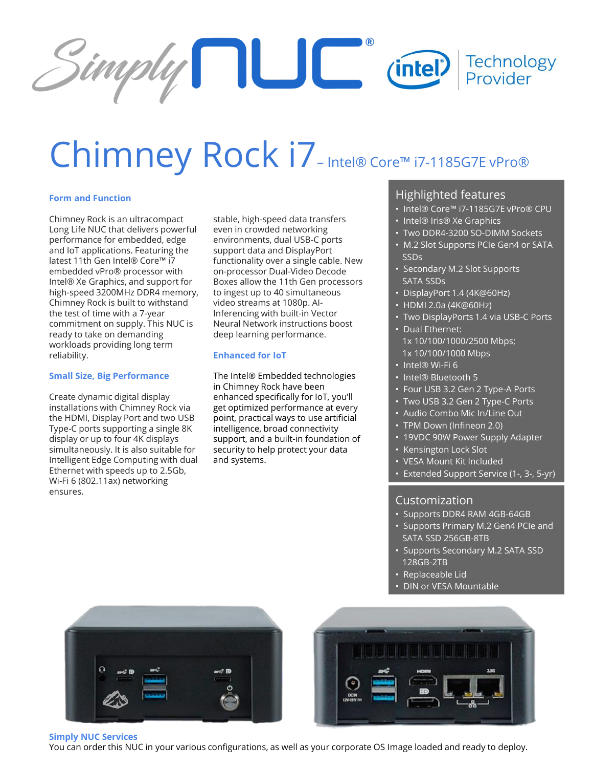# Chimney Rock i7 – Intel® Core™ i7-1185G7E vPro®

### Form and Function

Chimney Rock is an ultracompact Long Life NUC that delivers powerful performance for embedded, edge and IoT applications. Featuring the latest 11th Gen Intel® Core™ i7 embedded vPro® processor with Intel® Xe Graphics, and support for high-speed 3200MHz DDR4 memory, Chimney Rock is built to withstand the test of time with a 7-year commitment on supply. This NUC is ready to take on demanding workloads providing long term reliability.

### Small Size, Big Performance

Create dynamic digital display installations with Chimney Rock via the HDMI, Display Port and two USB Type-C ports supporting a single 8K display or up to four 4K displays simultaneously. It is also suitable for Intelligent Edge Computing with dual Ethernet with speeds up to 2.5Gb, Wi-Fi 6 (802.11ax) networking ensures stable, high-speed data transfers even in crowded networking environments, dual USB-C ports support data and DisplayPort functionality over a single cable. New on-processor Dual-Video Decode Boxes allow the 11th Gen processors to ingest up to 40 simultaneous video streams at 1080p. AI-Inferencing with built-in Vector Neural Network instructions boost deep learning performance.

### Enhanced for IoT

The Intel® Embedded technologies in Chimney Rock have been enhanced specifically for IoT, you'll get optimized performance at every point, practical ways to use artificial intelligence, broad connectivity support, and a built-in foundation of security to help protect your data and systems.

## Highlighted features

- Intel® Core™ i7-1185G7E vPro® CPU
- Intel® Iris® Xe Graphics
- Two DDR4-3200 SO-DIMM Sockets
- M.2 Slot Supports PCIe Gen4 or SATA SSDs
- Secondary M.2 Slot Supports SATA SSDs
- DisplayPort 1.4 (4K@60Hz)
- HDMI 2.0a (4K@60Hz)
- Two DisplayPorts 1.4 via USB-C Ports
- Dual Ethernet: 1x 10/100/1000/2500 Mbps; 1x 10/100/1000 Mbps
- Intel® Wi-Fi 6
- Intel® Bluetooth 5
- Four USB 3.2 Gen 2 Type-A Ports
- Two USB 3.2 Gen 2 Type-C Ports
- Audio Combo Mic In/Line Out
- TPM Down (Infineon 2.0)
- 19VDC 90W Power Supply Adapter
- Kensington Lock Slot
- VESA Mount Kit Included
- Extended Support Service (1-, 3-, 5-yr)

## Customization

- Supports DDR4 RAM 4GB-64GB
- Supports Primary M.2 Gen4 PCIe and SATA SSD 256GB-8TB
- Supports Secondary M.2 SATA SSD 128GB-2TB
- Replaceable Lid
- DIN or VESA Mountable

### Simply NUC Services

You can order this NUC in your various configurations, as well as your corporate OS Image loaded and ready to deploy.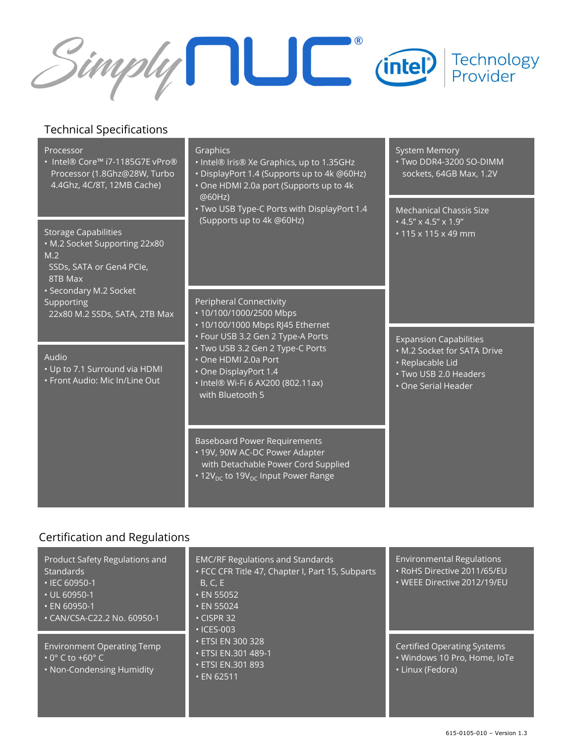SimplyNUC® intel® Technology Provider

## Technical Specifications

### Processor
- Intel® Core™ i7-1185G7E vPro® Processor (1.8Ghz@28W, Turbo 4.4Ghz, 4C/8T, 12MB Cache)

### Storage Capabilities
- M.2 Socket Supporting 22x80 M.2 SSDs, SATA or Gen4 PCIe, 8TB Max
- Secondary M.2 Socket Supporting 22x80 M.2 SSDs, SATA, 2TB Max

### Audio
- Up to 7.1 Surround via HDMI
- Front Audio: Mic In/Line Out

### Graphics
- Intel® Iris® Xe Graphics, up to 1.35GHz
- DisplayPort 1.4 (Supports up to 4k @60Hz)
- One HDMI 2.0a port (Supports up to 4k @60Hz)
- Two USB Type-C Ports with DisplayPort 1.4 (Supports up to 4k @60Hz)

### Peripheral Connectivity
- 10/100/1000/2500 Mbps
- 10/100/1000 Mbps RJ45 Ethernet
- Four USB 3.2 Gen 2 Type-A Ports
- Two USB 3.2 Gen 2 Type-C Ports
- One HDMI 2.0a Port
- One DisplayPort 1.4
- Intel® Wi-Fi 6 AX200 (802.11ax) with Bluetooth 5

### Baseboard Power Requirements
- 19V, 90W AC-DC Power Adapter with Detachable Power Cord Supplied
- $12V_{DC}$ to $19V_{DC}$ Input Power Range

### System Memory
- Two DDR4-3200 SO-DIMM sockets, 64GB Max, 1.2V

### Mechanical Chassis Size
- 4.5" x 4.5" x 1.9"
- 115 x 115 x 49 mm

### Expansion Capabilities
- M.2 Socket for SATA Drive
- Replacable Lid
- Two USB 2.0 Headers
- One Serial Header

## Certification and Regulations

### Product Safety Regulations and Standards
- IEC 60950-1
- UL 60950-1
- EN 60950-1
- CAN/CSA-C22.2 No. 60950-1

### Environment Operating Temp
- 0° C to +60° C
- Non-Condensing Humidity

### EMC/RF Regulations and Standards
- FCC CFR Title 47, Chapter I, Part 15, Subparts B, C, E
- EN 55052
- EN 55024
- CISPR 32
- ICES-003
- ETSI EN 300 328
- ETSI EN.301 489-1
- ETSI EN.301 893
- EN 62511

### Environmental Regulations
- RoHS Directive 2011/65/EU
- WEEE Directive 2012/19/EU

### Certified Operating Systems
- Windows 10 Pro, Home, IoTe
- Linux (Fedora)

615-0105-010 – Version 1.3